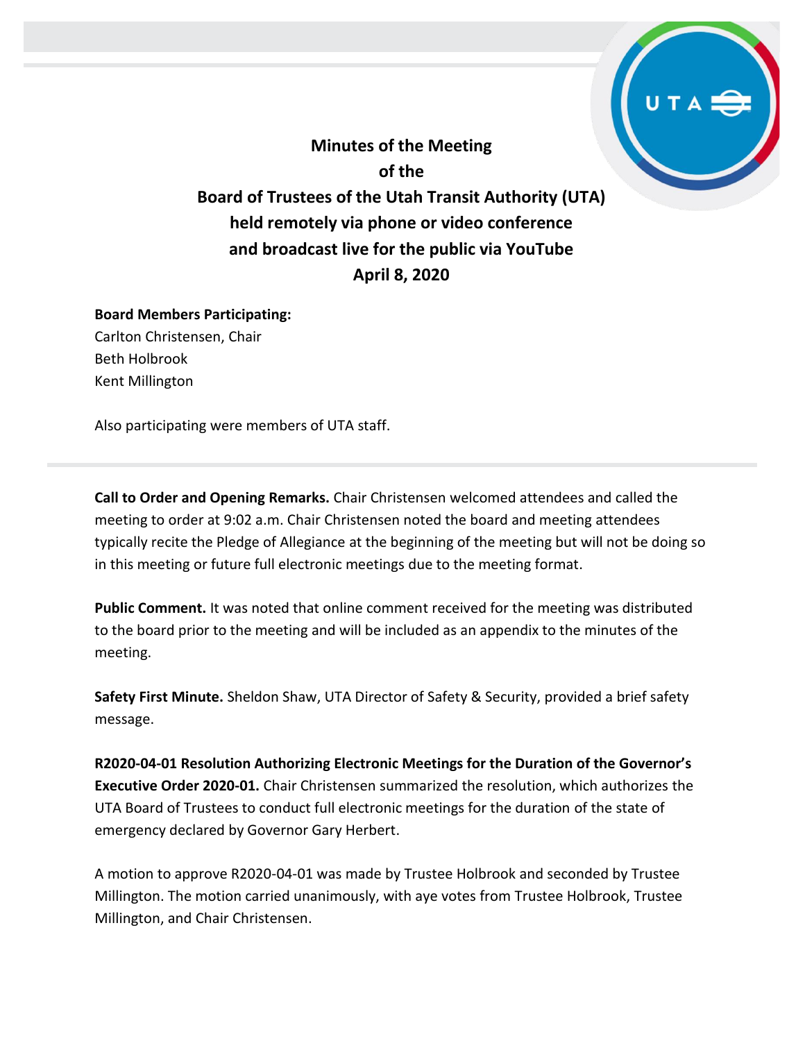# Minutes of the Meeting of the Board of Trustees of the Utah Transit Authority (UTA) held remotely via phone or video conference and broadcast live for the public via YouTube April 8, 2020

**Board Members Participating:**
Carlton Christensen, Chair
Beth Holbrook
Kent Millington

Also participating were members of UTA staff.

---

**Call to Order and Opening Remarks.** Chair Christensen welcomed attendees and called the meeting to order at 9:02 a.m. Chair Christensen noted the board and meeting attendees typically recite the Pledge of Allegiance at the beginning of the meeting but will not be doing so in this meeting or future full electronic meetings due to the meeting format.

**Public Comment.** It was noted that online comment received for the meeting was distributed to the board prior to the meeting and will be included as an appendix to the minutes of the meeting.

**Safety First Minute.** Sheldon Shaw, UTA Director of Safety & Security, provided a brief safety message.

**R2020-04-01 Resolution Authorizing Electronic Meetings for the Duration of the Governor's Executive Order 2020-01.** Chair Christensen summarized the resolution, which authorizes the UTA Board of Trustees to conduct full electronic meetings for the duration of the state of emergency declared by Governor Gary Herbert.

A motion to approve R2020-04-01 was made by Trustee Holbrook and seconded by Trustee Millington. The motion carried unanimously, with aye votes from Trustee Holbrook, Trustee Millington, and Chair Christensen.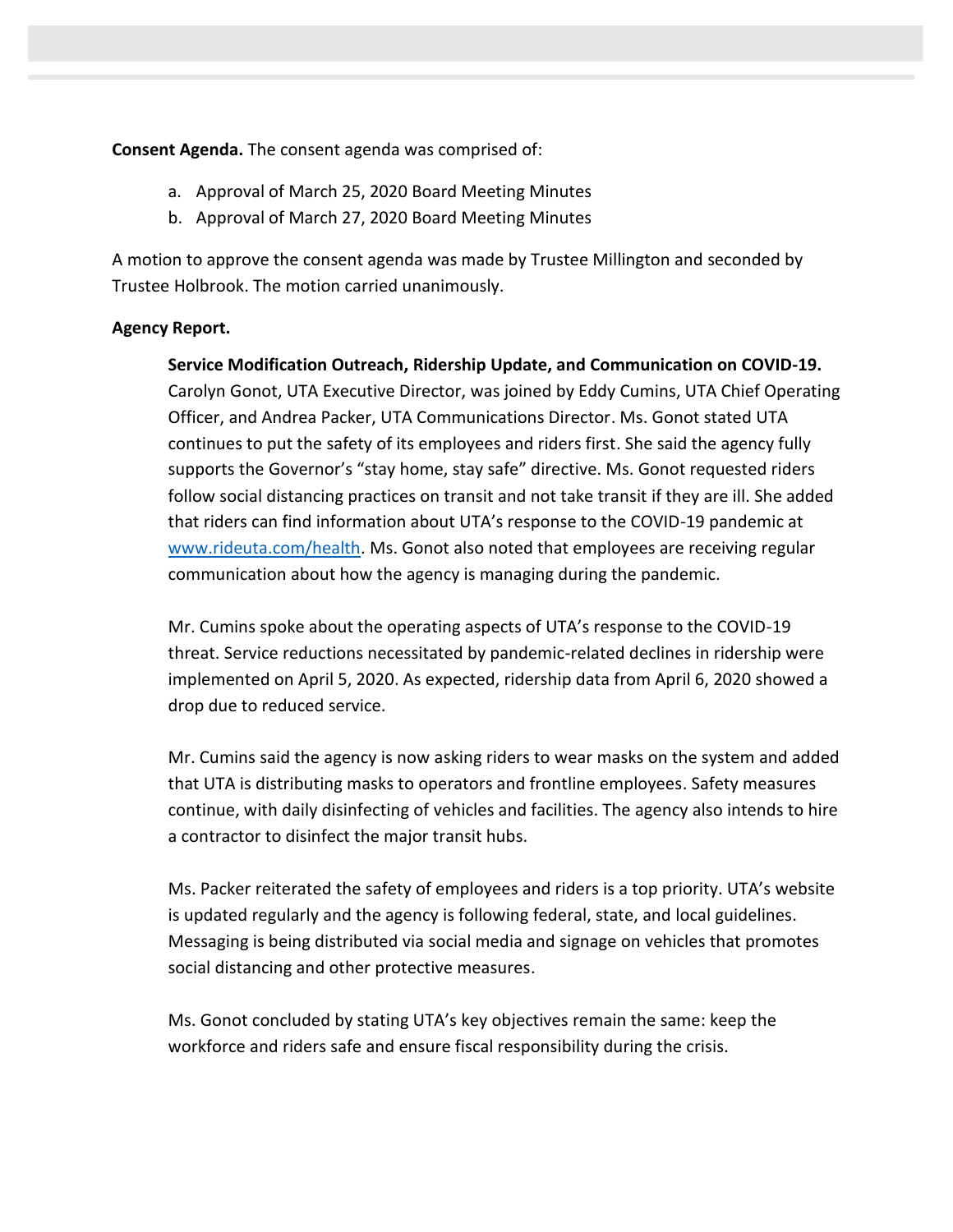**Consent Agenda.** The consent agenda was comprised of:

a. Approval of March 25, 2020 Board Meeting Minutes
b. Approval of March 27, 2020 Board Meeting Minutes

A motion to approve the consent agenda was made by Trustee Millington and seconded by Trustee Holbrook. The motion carried unanimously.

**Agency Report.**

**Service Modification Outreach, Ridership Update, and Communication on COVID-19.** Carolyn Gonot, UTA Executive Director, was joined by Eddy Cumins, UTA Chief Operating Officer, and Andrea Packer, UTA Communications Director. Ms. Gonot stated UTA continues to put the safety of its employees and riders first. She said the agency fully supports the Governor's "stay home, stay safe" directive. Ms. Gonot requested riders follow social distancing practices on transit and not take transit if they are ill. She added that riders can find information about UTA's response to the COVID-19 pandemic at www.rideuta.com/health. Ms. Gonot also noted that employees are receiving regular communication about how the agency is managing during the pandemic.

Mr. Cumins spoke about the operating aspects of UTA's response to the COVID-19 threat. Service reductions necessitated by pandemic-related declines in ridership were implemented on April 5, 2020. As expected, ridership data from April 6, 2020 showed a drop due to reduced service.

Mr. Cumins said the agency is now asking riders to wear masks on the system and added that UTA is distributing masks to operators and frontline employees. Safety measures continue, with daily disinfecting of vehicles and facilities. The agency also intends to hire a contractor to disinfect the major transit hubs.

Ms. Packer reiterated the safety of employees and riders is a top priority. UTA's website is updated regularly and the agency is following federal, state, and local guidelines. Messaging is being distributed via social media and signage on vehicles that promotes social distancing and other protective measures.

Ms. Gonot concluded by stating UTA's key objectives remain the same: keep the workforce and riders safe and ensure fiscal responsibility during the crisis.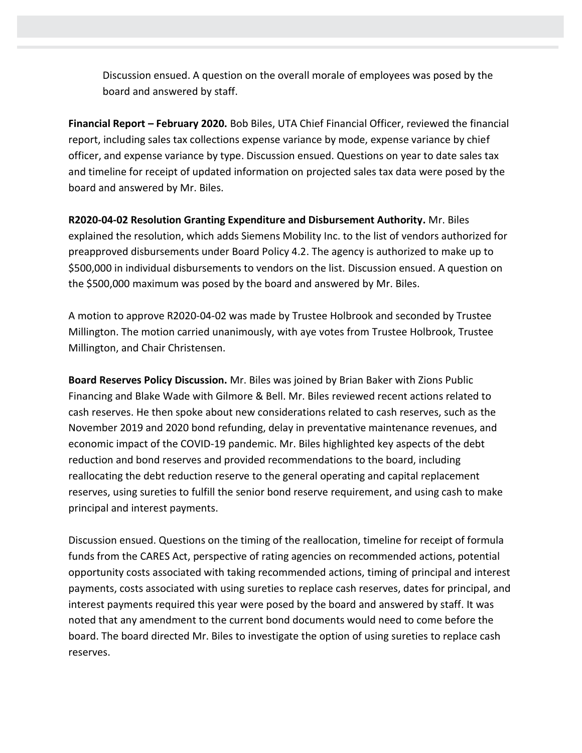Discussion ensued. A question on the overall morale of employees was posed by the board and answered by staff.

**Financial Report – February 2020.** Bob Biles, UTA Chief Financial Officer, reviewed the financial report, including sales tax collections expense variance by mode, expense variance by chief officer, and expense variance by type. Discussion ensued. Questions on year to date sales tax and timeline for receipt of updated information on projected sales tax data were posed by the board and answered by Mr. Biles.

**R2020-04-02 Resolution Granting Expenditure and Disbursement Authority.** Mr. Biles explained the resolution, which adds Siemens Mobility Inc. to the list of vendors authorized for preapproved disbursements under Board Policy 4.2. The agency is authorized to make up to $500,000 in individual disbursements to vendors on the list. Discussion ensued. A question on the $500,000 maximum was posed by the board and answered by Mr. Biles.

A motion to approve R2020-04-02 was made by Trustee Holbrook and seconded by Trustee Millington. The motion carried unanimously, with aye votes from Trustee Holbrook, Trustee Millington, and Chair Christensen.

**Board Reserves Policy Discussion.** Mr. Biles was joined by Brian Baker with Zions Public Financing and Blake Wade with Gilmore & Bell. Mr. Biles reviewed recent actions related to cash reserves. He then spoke about new considerations related to cash reserves, such as the November 2019 and 2020 bond refunding, delay in preventative maintenance revenues, and economic impact of the COVID-19 pandemic. Mr. Biles highlighted key aspects of the debt reduction and bond reserves and provided recommendations to the board, including reallocating the debt reduction reserve to the general operating and capital replacement reserves, using sureties to fulfill the senior bond reserve requirement, and using cash to make principal and interest payments.

Discussion ensued. Questions on the timing of the reallocation, timeline for receipt of formula funds from the CARES Act, perspective of rating agencies on recommended actions, potential opportunity costs associated with taking recommended actions, timing of principal and interest payments, costs associated with using sureties to replace cash reserves, dates for principal, and interest payments required this year were posed by the board and answered by staff. It was noted that any amendment to the current bond documents would need to come before the board. The board directed Mr. Biles to investigate the option of using sureties to replace cash reserves.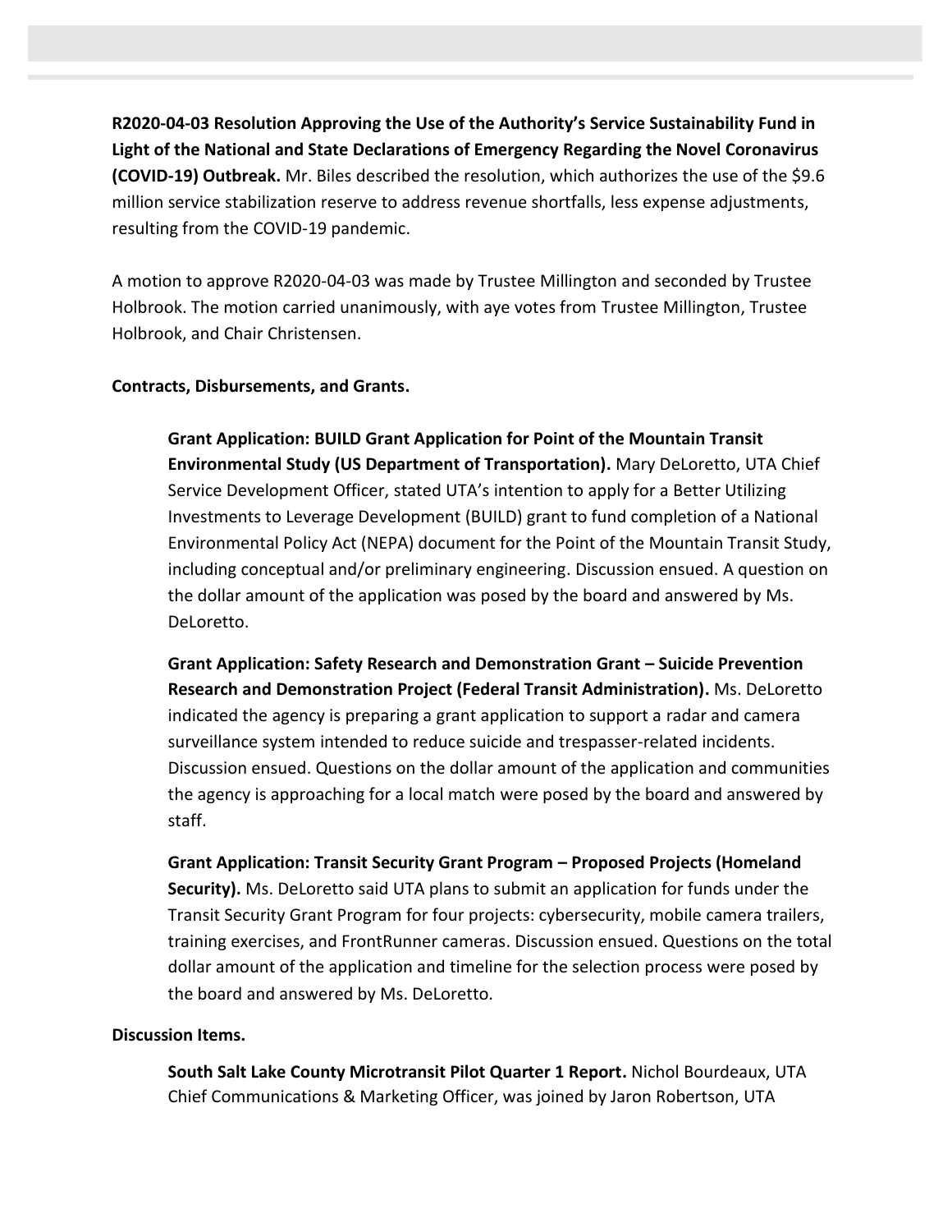**R2020-04-03 Resolution Approving the Use of the Authority's Service Sustainability Fund in Light of the National and State Declarations of Emergency Regarding the Novel Coronavirus (COVID-19) Outbreak.** Mr. Biles described the resolution, which authorizes the use of the $9.6 million service stabilization reserve to address revenue shortfalls, less expense adjustments, resulting from the COVID-19 pandemic.

A motion to approve R2020-04-03 was made by Trustee Millington and seconded by Trustee Holbrook. The motion carried unanimously, with aye votes from Trustee Millington, Trustee Holbrook, and Chair Christensen.

**Contracts, Disbursements, and Grants.**

**Grant Application: BUILD Grant Application for Point of the Mountain Transit Environmental Study (US Department of Transportation).** Mary DeLoretto, UTA Chief Service Development Officer, stated UTA's intention to apply for a Better Utilizing Investments to Leverage Development (BUILD) grant to fund completion of a National Environmental Policy Act (NEPA) document for the Point of the Mountain Transit Study, including conceptual and/or preliminary engineering. Discussion ensued. A question on the dollar amount of the application was posed by the board and answered by Ms. DeLoretto.

**Grant Application: Safety Research and Demonstration Grant – Suicide Prevention Research and Demonstration Project (Federal Transit Administration).** Ms. DeLoretto indicated the agency is preparing a grant application to support a radar and camera surveillance system intended to reduce suicide and trespasser-related incidents. Discussion ensued. Questions on the dollar amount of the application and communities the agency is approaching for a local match were posed by the board and answered by staff.

**Grant Application: Transit Security Grant Program – Proposed Projects (Homeland Security).** Ms. DeLoretto said UTA plans to submit an application for funds under the Transit Security Grant Program for four projects: cybersecurity, mobile camera trailers, training exercises, and FrontRunner cameras. Discussion ensued. Questions on the total dollar amount of the application and timeline for the selection process were posed by the board and answered by Ms. DeLoretto.

**Discussion Items.**

**South Salt Lake County Microtransit Pilot Quarter 1 Report.** Nichol Bourdeaux, UTA Chief Communications & Marketing Officer, was joined by Jaron Robertson, UTA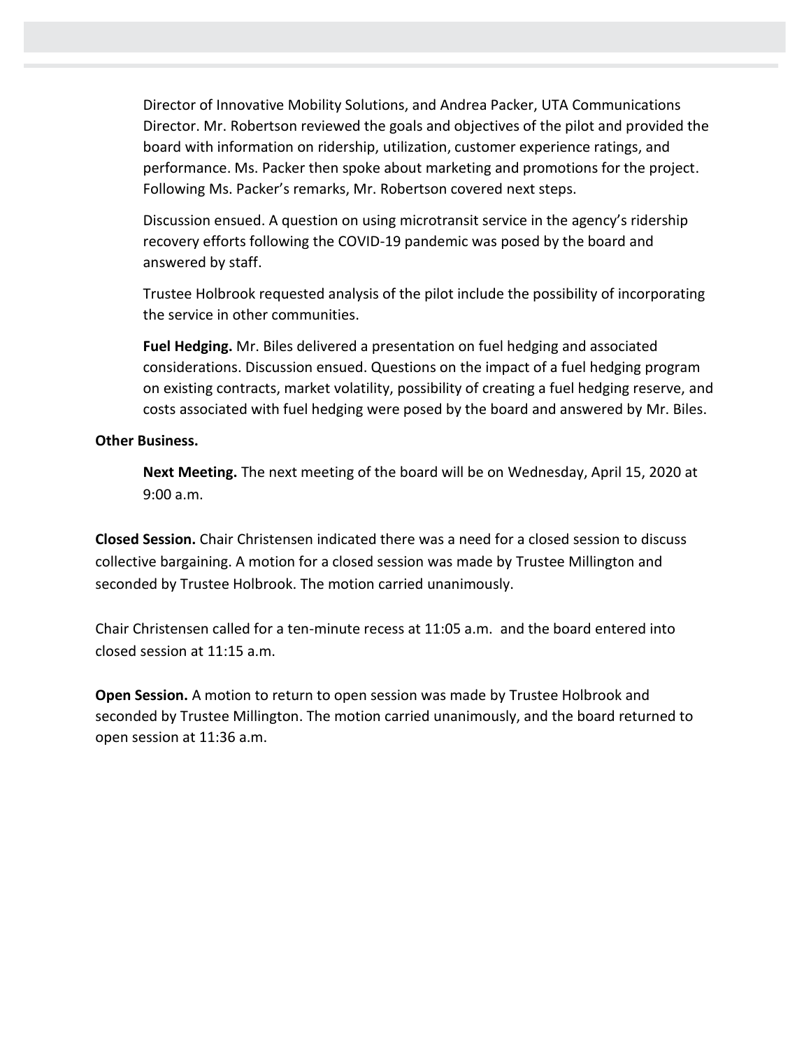Director of Innovative Mobility Solutions, and Andrea Packer, UTA Communications Director. Mr. Robertson reviewed the goals and objectives of the pilot and provided the board with information on ridership, utilization, customer experience ratings, and performance. Ms. Packer then spoke about marketing and promotions for the project. Following Ms. Packer's remarks, Mr. Robertson covered next steps.

Discussion ensued. A question on using microtransit service in the agency's ridership recovery efforts following the COVID-19 pandemic was posed by the board and answered by staff.

Trustee Holbrook requested analysis of the pilot include the possibility of incorporating the service in other communities.

**Fuel Hedging.** Mr. Biles delivered a presentation on fuel hedging and associated considerations. Discussion ensued. Questions on the impact of a fuel hedging program on existing contracts, market volatility, possibility of creating a fuel hedging reserve, and costs associated with fuel hedging were posed by the board and answered by Mr. Biles.

**Other Business.**

**Next Meeting.** The next meeting of the board will be on Wednesday, April 15, 2020 at 9:00 a.m.

**Closed Session.** Chair Christensen indicated there was a need for a closed session to discuss collective bargaining. A motion for a closed session was made by Trustee Millington and seconded by Trustee Holbrook. The motion carried unanimously.

Chair Christensen called for a ten-minute recess at 11:05 a.m. and the board entered into closed session at 11:15 a.m.

**Open Session.** A motion to return to open session was made by Trustee Holbrook and seconded by Trustee Millington. The motion carried unanimously, and the board returned to open session at 11:36 a.m.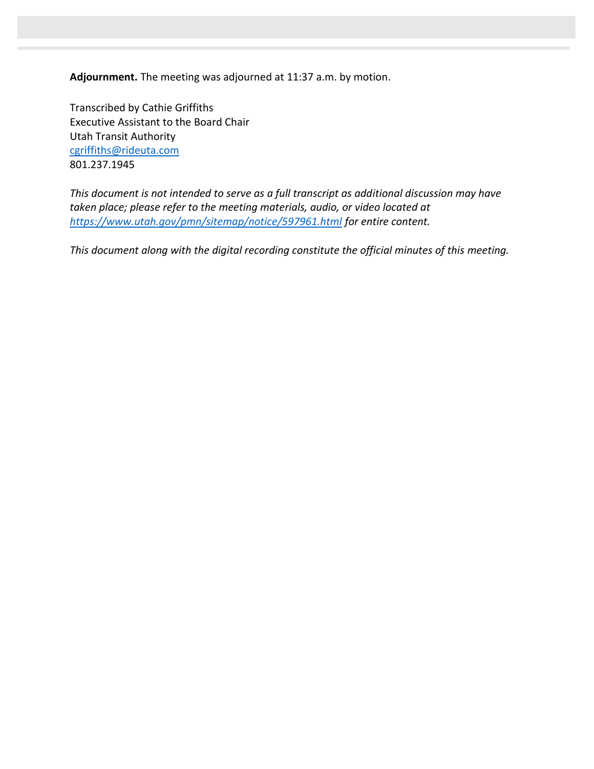**Adjournment.** The meeting was adjourned at 11:37 a.m. by motion.

Transcribed by Cathie Griffiths
Executive Assistant to the Board Chair
Utah Transit Authority
cgriffiths@rideuta.com
801.237.1945

*This document is not intended to serve as a full transcript as additional discussion may have taken place; please refer to the meeting materials, audio, or video located at https://www.utah.gov/pmn/sitemap/notice/597961.html for entire content.*

*This document along with the digital recording constitute the official minutes of this meeting.*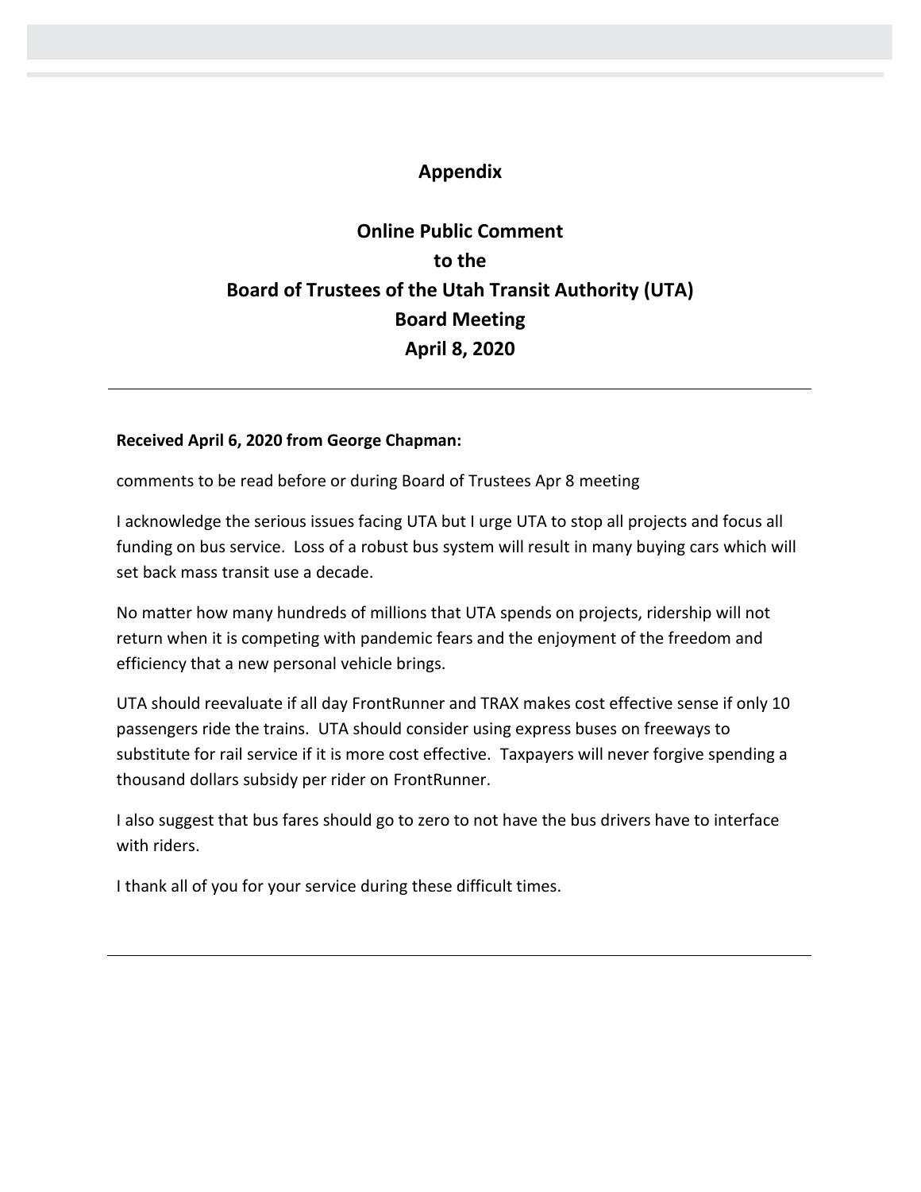# Appendix

## Online Public Comment
## to the
## Board of Trustees of the Utah Transit Authority (UTA)
## Board Meeting
## April 8, 2020

---

**Received April 6, 2020 from George Chapman:**

comments to be read before or during Board of Trustees Apr 8 meeting

I acknowledge the serious issues facing UTA but I urge UTA to stop all projects and focus all funding on bus service.  Loss of a robust bus system will result in many buying cars which will set back mass transit use a decade.

No matter how many hundreds of millions that UTA spends on projects, ridership will not return when it is competing with pandemic fears and the enjoyment of the freedom and efficiency that a new personal vehicle brings.

UTA should reevaluate if all day FrontRunner and TRAX makes cost effective sense if only 10 passengers ride the trains.  UTA should consider using express buses on freeways to substitute for rail service if it is more cost effective.  Taxpayers will never forgive spending a thousand dollars subsidy per rider on FrontRunner.

I also suggest that bus fares should go to zero to not have the bus drivers have to interface with riders.

I thank all of you for your service during these difficult times.

---